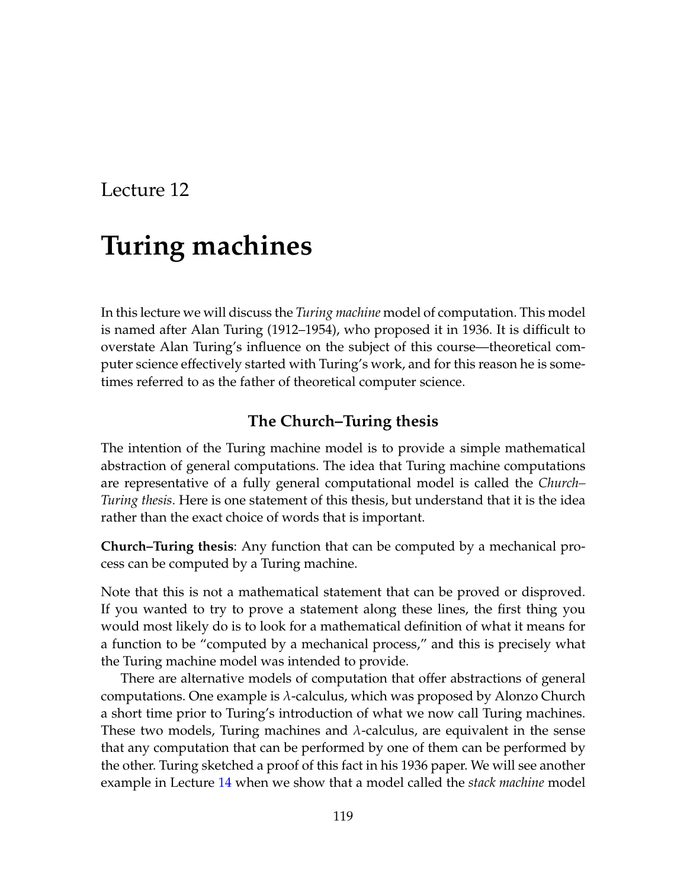Lecture 12

# Turing machines

In this lecture we will discuss the *Turing machine* model of computation. This model is named after Alan Turing (1912–1954), who proposed it in 1936. It is difficult to overstate Alan Turing's influence on the subject of this course—theoretical computer science effectively started with Turing's work, and for this reason he is sometimes referred to as the father of theoretical computer science.

## The Church–Turing thesis

The intention of the Turing machine model is to provide a simple mathematical abstraction of general computations. The idea that Turing machine computations are representative of a fully general computational model is called the *Church–Turing thesis*. Here is one statement of this thesis, but understand that it is the idea rather than the exact choice of words that is important.

**Church–Turing thesis**: Any function that can be computed by a mechanical process can be computed by a Turing machine.

Note that this is not a mathematical statement that can be proved or disproved. If you wanted to try to prove a statement along these lines, the first thing you would most likely do is to look for a mathematical definition of what it means for a function to be "computed by a mechanical process," and this is precisely what the Turing machine model was intended to provide.

There are alternative models of computation that offer abstractions of general computations. One example is $\lambda$-calculus, which was proposed by Alonzo Church a short time prior to Turing's introduction of what we now call Turing machines. These two models, Turing machines and $\lambda$-calculus, are equivalent in the sense that any computation that can be performed by one of them can be performed by the other. Turing sketched a proof of this fact in his 1936 paper. We will see another example in Lecture 14 when we show that a model called the *stack machine* model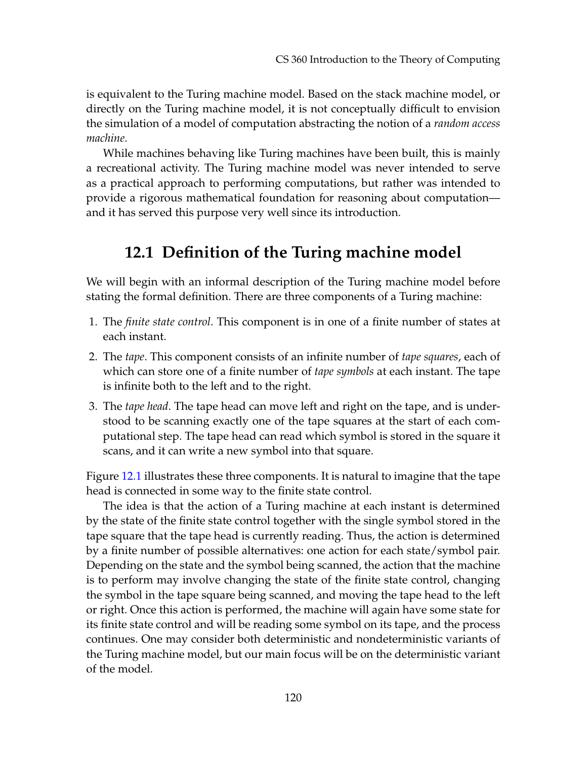is equivalent to the Turing machine model. Based on the stack machine model, or directly on the Turing machine model, it is not conceptually difficult to envision the simulation of a model of computation abstracting the notion of a *random access machine*.

While machines behaving like Turing machines have been built, this is mainly a recreational activity. The Turing machine model was never intended to serve as a practical approach to performing computations, but rather was intended to provide a rigorous mathematical foundation for reasoning about computation—and it has served this purpose very well since its introduction.

## 12.1 Definition of the Turing machine model

We will begin with an informal description of the Turing machine model before stating the formal definition. There are three components of a Turing machine:

1. The *finite state control*. This component is in one of a finite number of states at each instant.
2. The *tape*. This component consists of an infinite number of *tape squares*, each of which can store one of a finite number of *tape symbols* at each instant. The tape is infinite both to the left and to the right.
3. The *tape head*. The tape head can move left and right on the tape, and is understood to be scanning exactly one of the tape squares at the start of each computational step. The tape head can read which symbol is stored in the square it scans, and it can write a new symbol into that square.

Figure 12.1 illustrates these three components. It is natural to imagine that the tape head is connected in some way to the finite state control.

The idea is that the action of a Turing machine at each instant is determined by the state of the finite state control together with the single symbol stored in the tape square that the tape head is currently reading. Thus, the action is determined by a finite number of possible alternatives: one action for each state/symbol pair. Depending on the state and the symbol being scanned, the action that the machine is to perform may involve changing the state of the finite state control, changing the symbol in the tape square being scanned, and moving the tape head to the left or right. Once this action is performed, the machine will again have some state for its finite state control and will be reading some symbol on its tape, and the process continues. One may consider both deterministic and nondeterministic variants of the Turing machine model, but our main focus will be on the deterministic variant of the model.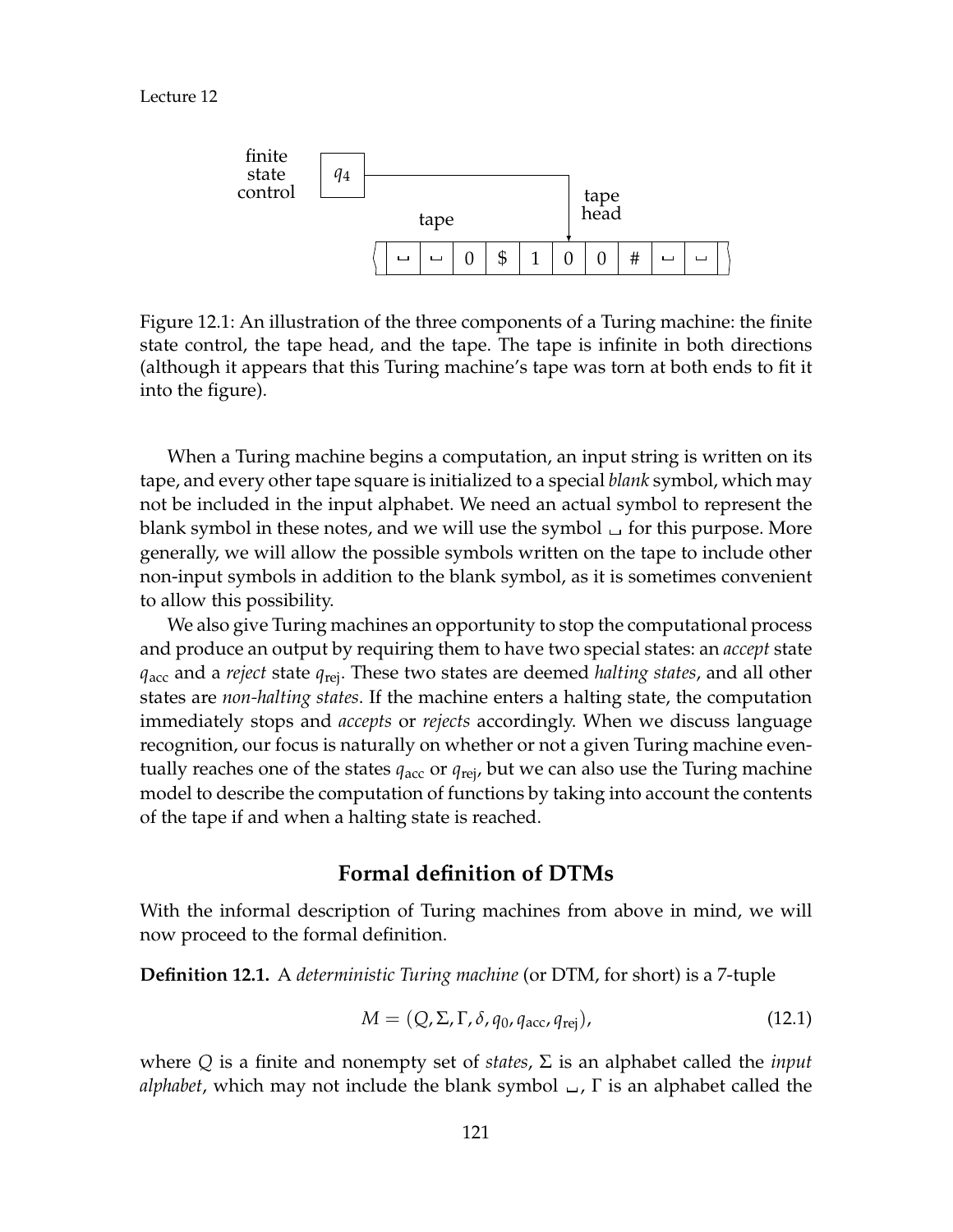Figure 12.1: An illustration of the three components of a Turing machine: the finite state control, the tape head, and the tape. The tape is infinite in both directions (although it appears that this Turing machine's tape was torn at both ends to fit it into the figure).

When a Turing machine begins a computation, an input string is written on its tape, and every other tape square is initialized to a special *blank* symbol, which may not be included in the input alphabet. We need an actual symbol to represent the blank symbol in these notes, and we will use the symbol $\sqcup$ for this purpose. More generally, we will allow the possible symbols written on the tape to include other non-input symbols in addition to the blank symbol, as it is sometimes convenient to allow this possibility.

We also give Turing machines an opportunity to stop the computational process and produce an output by requiring them to have two special states: an *accept* state $q_{\text{acc}}$ and a *reject* state $q_{\text{rej}}$. These two states are deemed *halting states*, and all other states are *non-halting states*. If the machine enters a halting state, the computation immediately stops and *accepts* or *rejects* accordingly. When we discuss language recognition, our focus is naturally on whether or not a given Turing machine eventually reaches one of the states $q_{\text{acc}}$ or $q_{\text{rej}}$, but we can also use the Turing machine model to describe the computation of functions by taking into account the contents of the tape if and when a halting state is reached.

## Formal definition of DTMs

With the informal description of Turing machines from above in mind, we will now proceed to the formal definition.

**Definition 12.1.** A *deterministic Turing machine* (or DTM, for short) is a 7-tuple

$$M = (Q, \Sigma, \Gamma, \delta, q_0, q_{\text{acc}}, q_{\text{rej}}), \tag{12.1}$$

where $Q$ is a finite and nonempty set of *states*, $\Sigma$ is an alphabet called the *input alphabet*, which may not include the blank symbol $\sqcup$, $\Gamma$ is an alphabet called the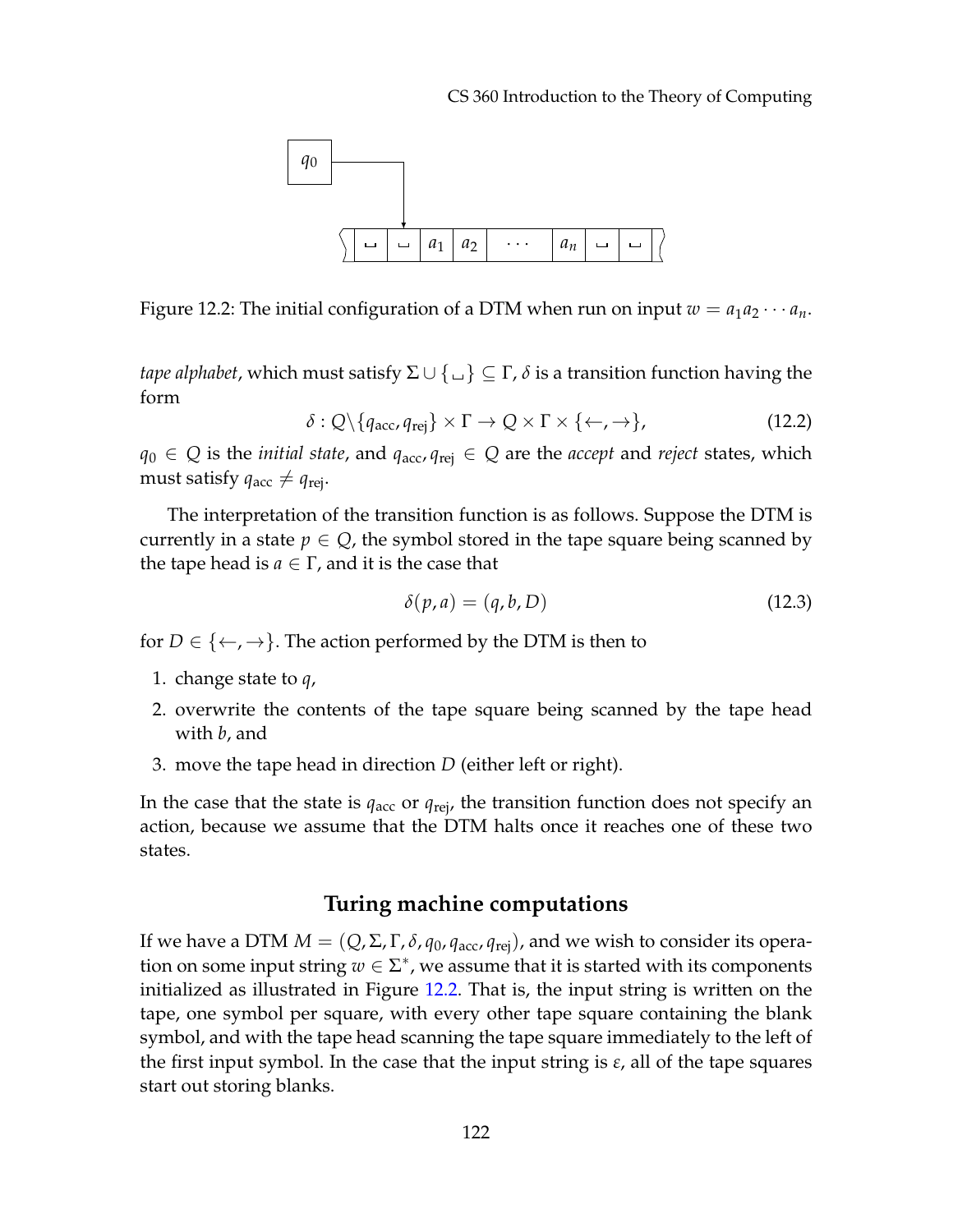Figure 12.2: The initial configuration of a DTM when run on input $w = a_1 a_2 \cdots a_n$.

*tape alphabet*, which must satisfy $\Sigma \cup \{\sqcup\} \subseteq \Gamma$, $\delta$ is a transition function having the form

$$\delta : Q \backslash \{q_{\text{acc}}, q_{\text{rej}}\} \times \Gamma \rightarrow Q \times \Gamma \times \{\leftarrow, \rightarrow\}, \tag{12.2}$$

$q_0 \in Q$ is the *initial state*, and $q_{\text{acc}}, q_{\text{rej}} \in Q$ are the *accept* and *reject* states, which must satisfy $q_{\text{acc}} \neq q_{\text{rej}}$.

The interpretation of the transition function is as follows. Suppose the DTM is currently in a state $p \in Q$, the symbol stored in the tape square being scanned by the tape head is $a \in \Gamma$, and it is the case that

$$\delta(p, a) = (q, b, D) \tag{12.3}$$

for $D \in \{\leftarrow, \rightarrow\}$. The action performed by the DTM is then to

1. change state to $q$,
2. overwrite the contents of the tape square being scanned by the tape head with $b$, and
3. move the tape head in direction $D$ (either left or right).

In the case that the state is $q_{\text{acc}}$ or $q_{\text{rej}}$, the transition function does not specify an action, because we assume that the DTM halts once it reaches one of these two states.

## Turing machine computations

If we have a DTM $M = (Q, \Sigma, \Gamma, \delta, q_0, q_{\text{acc}}, q_{\text{rej}})$, and we wish to consider its operation on some input string $w \in \Sigma^*$, we assume that it is started with its components initialized as illustrated in Figure 12.2. That is, the input string is written on the tape, one symbol per square, with every other tape square containing the blank symbol, and with the tape head scanning the tape square immediately to the left of the first input symbol. In the case that the input string is $\varepsilon$, all of the tape squares start out storing blanks.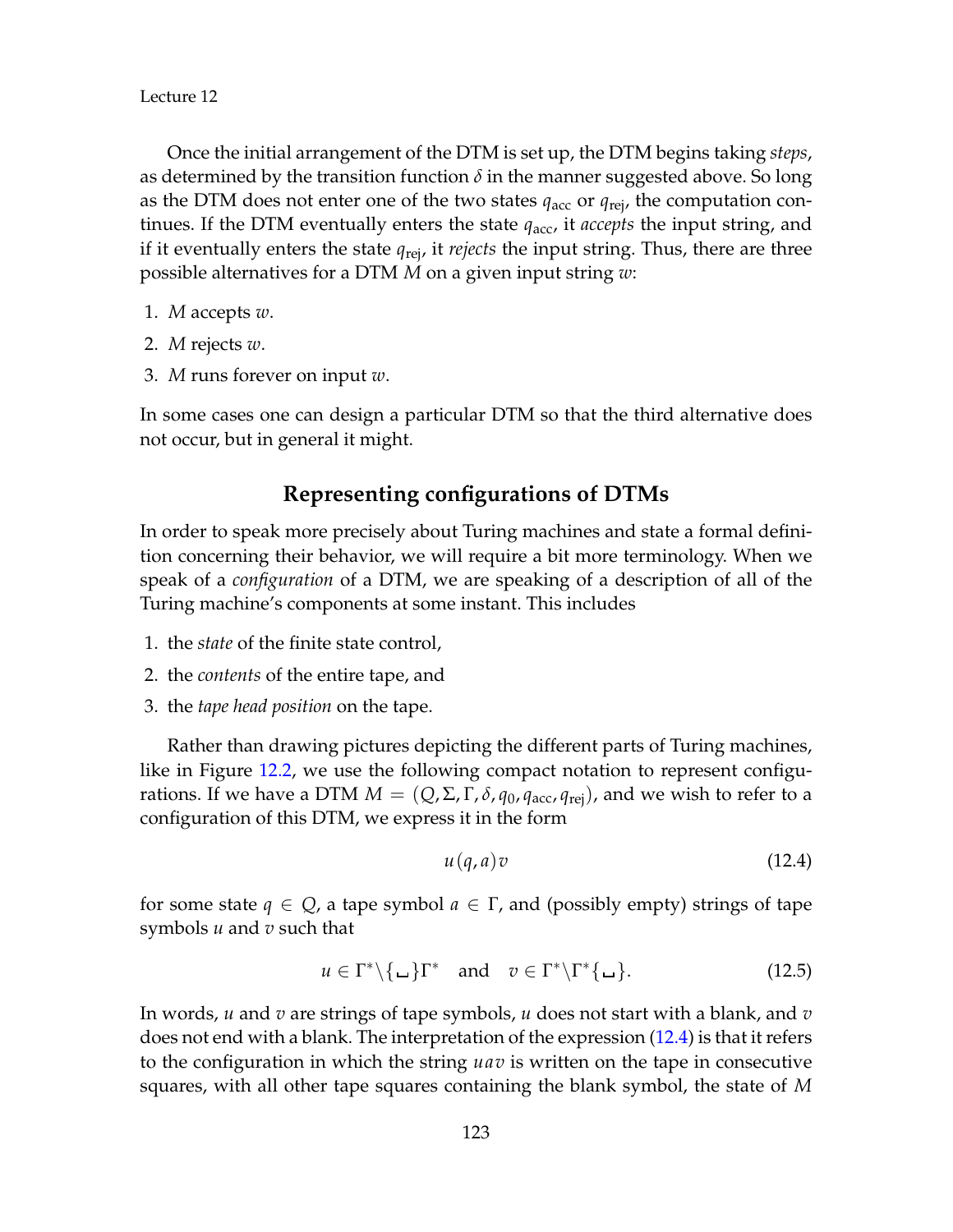Once the initial arrangement of the DTM is set up, the DTM begins taking *steps*, as determined by the transition function $\delta$ in the manner suggested above. So long as the DTM does not enter one of the two states $q_{\text{acc}}$ or $q_{\text{rej}}$, the computation continues. If the DTM eventually enters the state $q_{\text{acc}}$, it *accepts* the input string, and if it eventually enters the state $q_{\text{rej}}$, it *rejects* the input string. Thus, there are three possible alternatives for a DTM $M$ on a given input string $w$:

1. $M$ accepts $w$.
2. $M$ rejects $w$.
3. $M$ runs forever on input $w$.

In some cases one can design a particular DTM so that the third alternative does not occur, but in general it might.

## Representing configurations of DTMs

In order to speak more precisely about Turing machines and state a formal definition concerning their behavior, we will require a bit more terminology. When we speak of a *configuration* of a DTM, we are speaking of a description of all of the Turing machine's components at some instant. This includes

1. the *state* of the finite state control,
2. the *contents* of the entire tape, and
3. the *tape head position* on the tape.

Rather than drawing pictures depicting the different parts of Turing machines, like in Figure 12.2, we use the following compact notation to represent configurations. If we have a DTM $M = (Q, \Sigma, \Gamma, \delta, q_0, q_{\text{acc}}, q_{\text{rej}})$, and we wish to refer to a configuration of this DTM, we express it in the form

$$u(q, a)v \tag{12.4}$$

for some state $q \in Q$, a tape symbol $a \in \Gamma$, and (possibly empty) strings of tape symbols $u$ and $v$ such that

$$u \in \Gamma^* \backslash \{\sqcup\}\Gamma^* \quad \text{and} \quad v \in \Gamma^* \backslash \Gamma^*\{\sqcup\}. \tag{12.5}$$

In words, $u$ and $v$ are strings of tape symbols, $u$ does not start with a blank, and $v$ does not end with a blank. The interpretation of the expression (12.4) is that it refers to the configuration in which the string $uav$ is written on the tape in consecutive squares, with all other tape squares containing the blank symbol, the state of $M$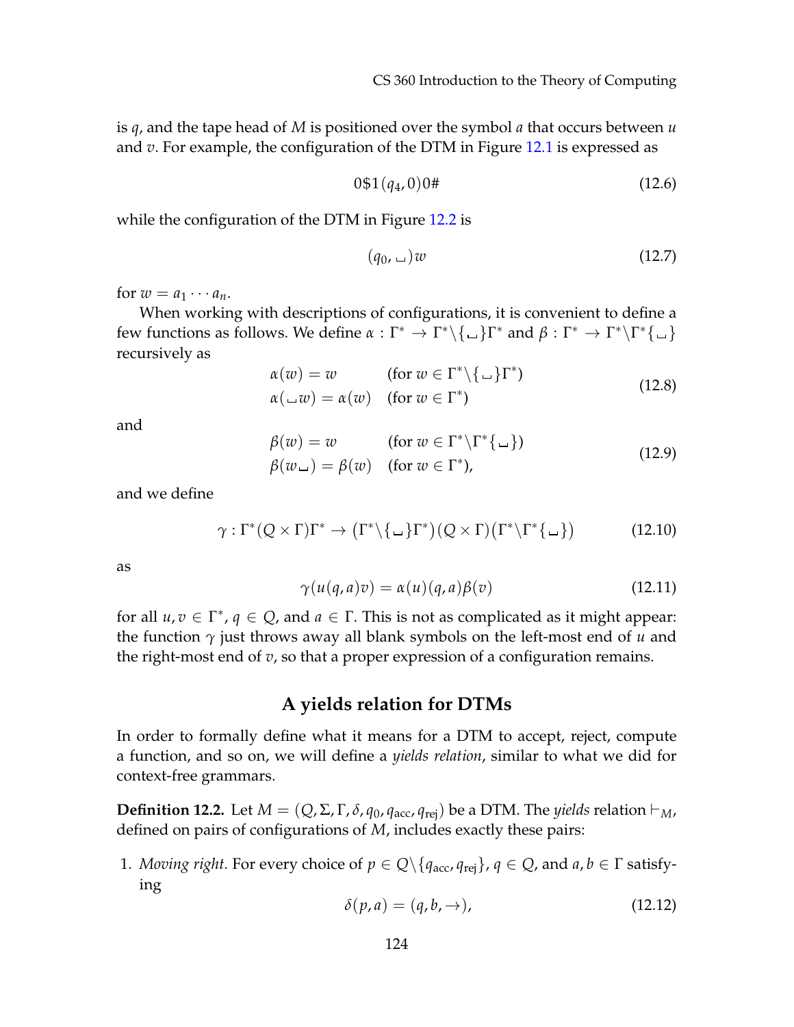is $q$, and the tape head of $M$ is positioned over the symbol $a$ that occurs between $u$ and $v$. For example, the configuration of the DTM in Figure 12.1 is expressed as

$$0\$1(q_4, 0)0\# \tag{12.6}$$

while the configuration of the DTM in Figure 12.2 is

$$(q_0, \sqcup)w \tag{12.7}$$

for $w = a_1 \cdots a_n$.

When working with descriptions of configurations, it is convenient to define a few functions as follows. We define $\alpha : \Gamma^* \to \Gamma^* \backslash \{\sqcup\}\Gamma^*$ and $\beta : \Gamma^* \to \Gamma^* \backslash \Gamma^*\{\sqcup\}$ recursively as

$$\begin{aligned} \alpha(w) &= w && (\text{for } w \in \Gamma^* \backslash \{\sqcup\}\Gamma^*) \\ \alpha(\sqcup w) &= \alpha(w) && (\text{for } w \in \Gamma^*) \end{aligned} \tag{12.8}$$

and

$$\begin{aligned} \beta(w) &= w && (\text{for } w \in \Gamma^* \backslash \Gamma^*\{\sqcup\}) \\ \beta(w\sqcup) &= \beta(w) && (\text{for } w \in \Gamma^*), \end{aligned} \tag{12.9}$$

and we define

$$\gamma : \Gamma^*(Q \times \Gamma)\Gamma^* \to \big(\Gamma^* \backslash \{\sqcup\}\Gamma^*\big)(Q \times \Gamma)\big(\Gamma^* \backslash \Gamma^*\{\sqcup\}\big) \tag{12.10}$$

as

$$\gamma(u(q,a)v) = \alpha(u)(q,a)\beta(v) \tag{12.11}$$

for all $u, v \in \Gamma^*$, $q \in Q$, and $a \in \Gamma$. This is not as complicated as it might appear: the function $\gamma$ just throws away all blank symbols on the left-most end of $u$ and the right-most end of $v$, so that a proper expression of a configuration remains.

## A yields relation for DTMs

In order to formally define what it means for a DTM to accept, reject, compute a function, and so on, we will define a *yields relation*, similar to what we did for context-free grammars.

**Definition 12.2.** Let $M = (Q, \Sigma, \Gamma, \delta, q_0, q_{\text{acc}}, q_{\text{rej}})$ be a DTM. The *yields* relation $\vdash_M$, defined on pairs of configurations of $M$, includes exactly these pairs:

1. *Moving right.* For every choice of $p \in Q \backslash \{q_{\text{acc}}, q_{\text{rej}}\}$, $q \in Q$, and $a, b \in \Gamma$ satisfying

$$\delta(p, a) = (q, b, \rightarrow), \tag{12.12}$$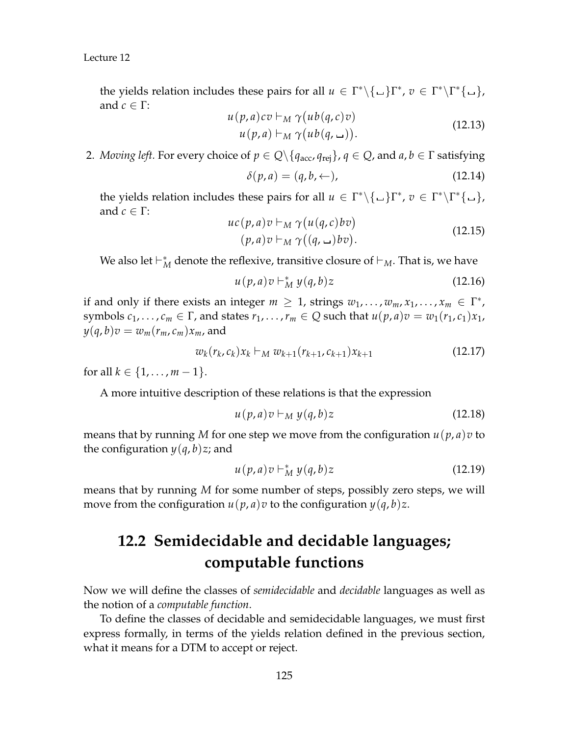the yields relation includes these pairs for all $u \in \Gamma^* \backslash \{\sqcup\}\Gamma^*$, $v \in \Gamma^* \backslash \Gamma^*\{\sqcup\}$, and $c \in \Gamma$:

$$
\begin{aligned}
u(p,a)cv &\vdash_M \gamma\big(ub(q,c)v\big)\\
u(p,a) &\vdash_M \gamma\big(ub(q,\sqcup)\big).
\end{aligned}
\tag{12.13}
$$

2. *Moving left.* For every choice of $p \in Q\backslash\{q_{\text{acc}}, q_{\text{rej}}\}$, $q \in Q$, and $a, b \in \Gamma$ satisfying

$$
\delta(p,a) = (q,b,\leftarrow),
\tag{12.14}
$$

the yields relation includes these pairs for all $u \in \Gamma^* \backslash \{\sqcup\}\Gamma^*$, $v \in \Gamma^* \backslash \Gamma^*\{\sqcup\}$, and $c \in \Gamma$:

$$
\begin{aligned}
uc(p,a)v &\vdash_M \gamma\big(u(q,c)bv\big)\\
(p,a)v &\vdash_M \gamma\big((q,\sqcup)bv\big).
\end{aligned}
\tag{12.15}
$$

We also let $\vdash_M^*$ denote the reflexive, transitive closure of $\vdash_M$. That is, we have

$$
u(p,a)v \vdash_M^* y(q,b)z
\tag{12.16}
$$

if and only if there exists an integer $m \geq 1$, strings $w_1, \ldots, w_m, x_1, \ldots, x_m \in \Gamma^*$, symbols $c_1, \ldots, c_m \in \Gamma$, and states $r_1, \ldots, r_m \in Q$ such that $u(p,a)v = w_1(r_1, c_1)x_1$, $y(q,b)v = w_m(r_m, c_m)x_m$, and

$$
w_k(r_k, c_k)x_k \vdash_M w_{k+1}(r_{k+1}, c_{k+1})x_{k+1}
\tag{12.17}
$$

for all $k \in \{1, \ldots, m-1\}$.

A more intuitive description of these relations is that the expression

$$
u(p,a)v \vdash_M y(q,b)z
\tag{12.18}
$$

means that by running $M$ for one step we move from the configuration $u(p,a)v$ to the configuration $y(q,b)z$; and

$$
u(p,a)v \vdash_M^* y(q,b)z
\tag{12.19}
$$

means that by running $M$ for some number of steps, possibly zero steps, we will move from the configuration $u(p,a)v$ to the configuration $y(q,b)z$.

## 12.2 Semidecidable and decidable languages; computable functions

Now we will define the classes of *semidecidable* and *decidable* languages as well as the notion of a *computable function*.

To define the classes of decidable and semidecidable languages, we must first express formally, in terms of the yields relation defined in the previous section, what it means for a DTM to accept or reject.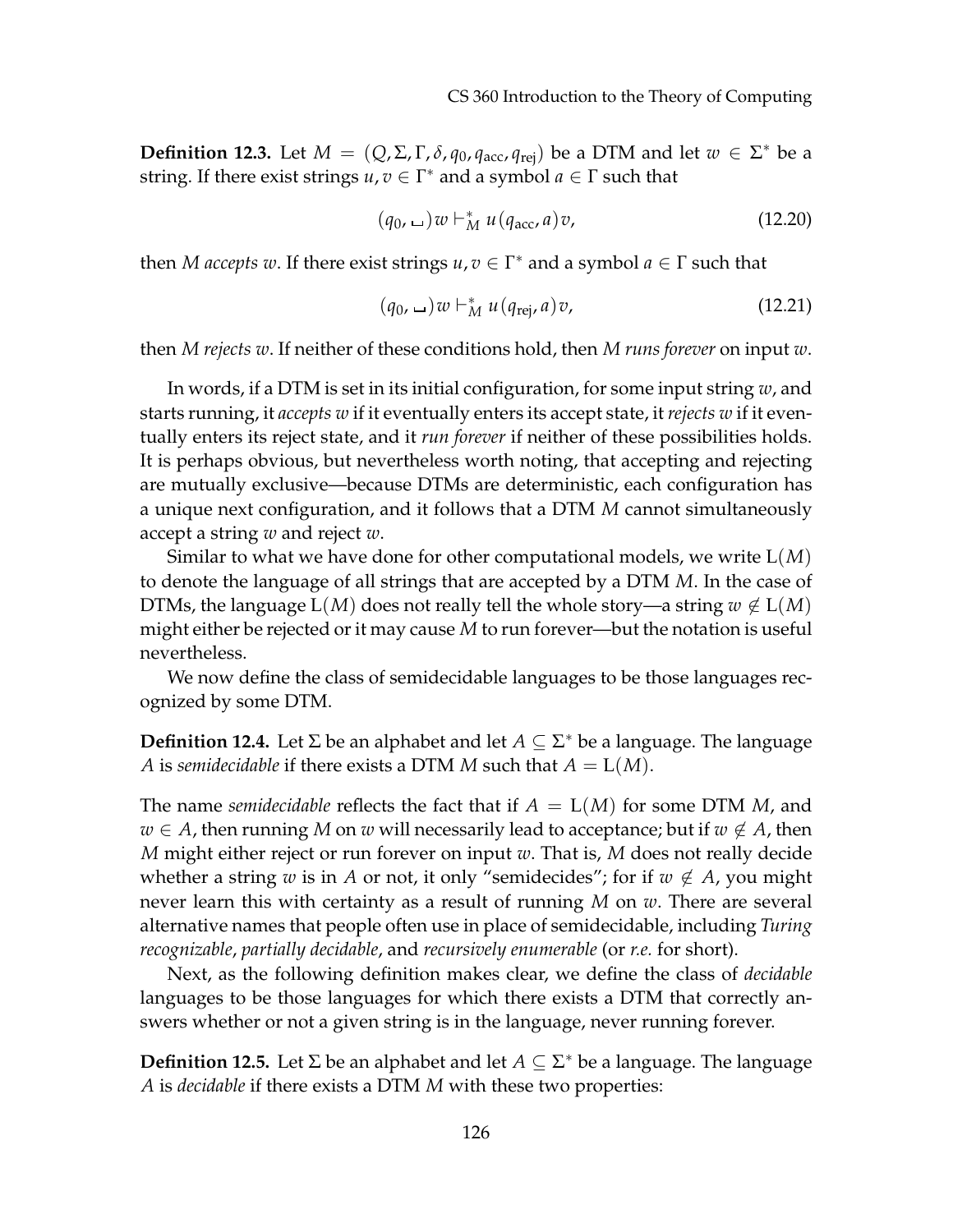**Definition 12.3.** Let $M = (Q, \Sigma, \Gamma, \delta, q_0, q_{\text{acc}}, q_{\text{rej}})$ be a DTM and let $w \in \Sigma^*$ be a string. If there exist strings $u, v \in \Gamma^*$ and a symbol $a \in \Gamma$ such that

$$(q_0, \sqcup) w \vdash_M^* u (q_{\text{acc}}, a) v, \tag{12.20}$$

then $M$ *accepts* $w$. If there exist strings $u, v \in \Gamma^*$ and a symbol $a \in \Gamma$ such that

$$(q_0, \sqcup) w \vdash_M^* u (q_{\text{rej}}, a) v, \tag{12.21}$$

then $M$ *rejects* $w$. If neither of these conditions hold, then $M$ *runs forever* on input $w$.

In words, if a DTM is set in its initial configuration, for some input string $w$, and starts running, it *accepts* $w$ if it eventually enters its accept state, it *rejects* $w$ if it eventually enters its reject state, and it *run forever* if neither of these possibilities holds. It is perhaps obvious, but nevertheless worth noting, that accepting and rejecting are mutually exclusive—because DTMs are deterministic, each configuration has a unique next configuration, and it follows that a DTM $M$ cannot simultaneously accept a string $w$ and reject $w$.

Similar to what we have done for other computational models, we write $\mathrm{L}(M)$ to denote the language of all strings that are accepted by a DTM $M$. In the case of DTMs, the language $\mathrm{L}(M)$ does not really tell the whole story—a string $w \notin \mathrm{L}(M)$ might either be rejected or it may cause $M$ to run forever—but the notation is useful nevertheless.

We now define the class of semidecidable languages to be those languages recognized by some DTM.

**Definition 12.4.** Let $\Sigma$ be an alphabet and let $A \subseteq \Sigma^*$ be a language. The language $A$ is *semidecidable* if there exists a DTM $M$ such that $A = \mathrm{L}(M)$.

The name *semidecidable* reflects the fact that if $A = \mathrm{L}(M)$ for some DTM $M$, and $w \in A$, then running $M$ on $w$ will necessarily lead to acceptance; but if $w \notin A$, then $M$ might either reject or run forever on input $w$. That is, $M$ does not really decide whether a string $w$ is in $A$ or not, it only "semidecides"; for if $w \notin A$, you might never learn this with certainty as a result of running $M$ on $w$. There are several alternative names that people often use in place of semidecidable, including *Turing recognizable*, *partially decidable*, and *recursively enumerable* (or *r.e.* for short).

Next, as the following definition makes clear, we define the class of *decidable* languages to be those languages for which there exists a DTM that correctly answers whether or not a given string is in the language, never running forever.

**Definition 12.5.** Let $\Sigma$ be an alphabet and let $A \subseteq \Sigma^*$ be a language. The language $A$ is *decidable* if there exists a DTM $M$ with these two properties: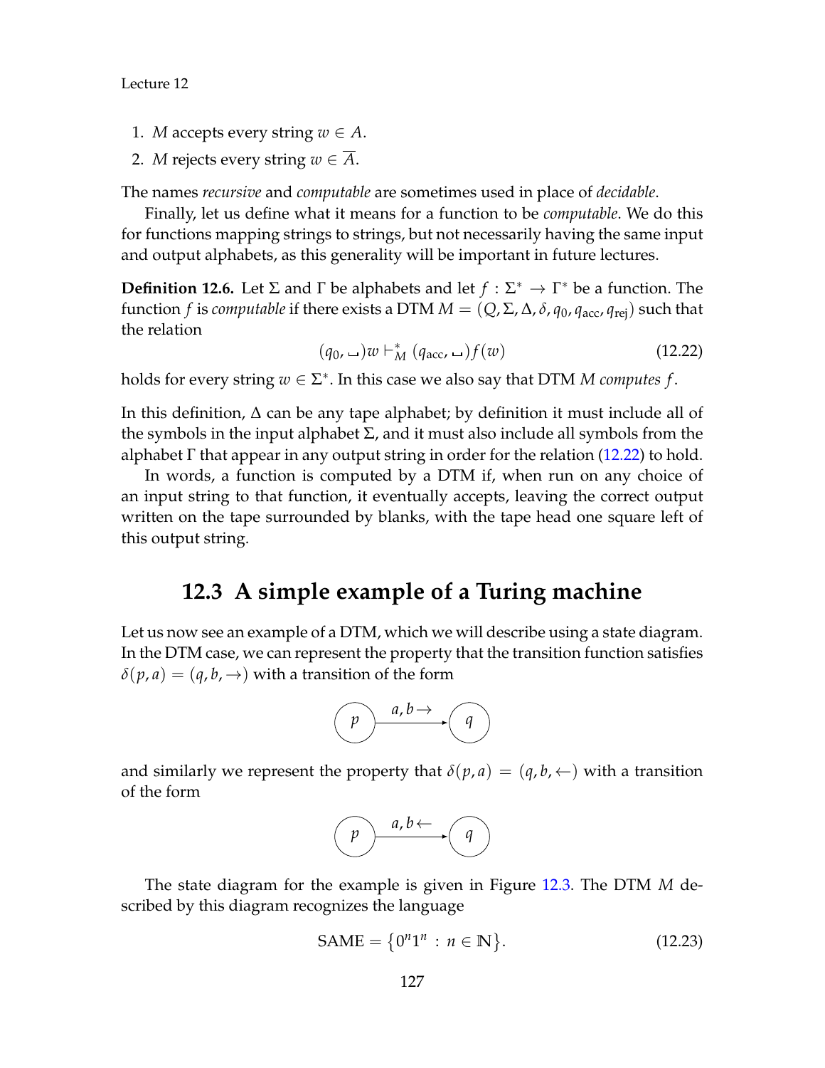1. $M$ accepts every string $w \in A$.
2. $M$ rejects every string $w \in \overline{A}$.

The names *recursive* and *computable* are sometimes used in place of *decidable*.

Finally, let us define what it means for a function to be *computable*. We do this for functions mapping strings to strings, but not necessarily having the same input and output alphabets, as this generality will be important in future lectures.

**Definition 12.6.** Let $\Sigma$ and $\Gamma$ be alphabets and let $f : \Sigma^* \to \Gamma^*$ be a function. The function $f$ is *computable* if there exists a DTM $M = (Q, \Sigma, \Delta, \delta, q_0, q_{\text{acc}}, q_{\text{rej}})$ such that the relation

$$(q_0, \sqcup)w \vdash_M^* (q_{\text{acc}}, \sqcup)f(w) \tag{12.22}$$

holds for every string $w \in \Sigma^*$. In this case we also say that DTM $M$ *computes* $f$.

In this definition, $\Delta$ can be any tape alphabet; by definition it must include all of the symbols in the input alphabet $\Sigma$, and it must also include all symbols from the alphabet $\Gamma$ that appear in any output string in order for the relation (12.22) to hold.

In words, a function is computed by a DTM if, when run on any choice of an input string to that function, it eventually accepts, leaving the correct output written on the tape surrounded by blanks, with the tape head one square left of this output string.

## 12.3 A simple example of a Turing machine

Let us now see an example of a DTM, which we will describe using a state diagram. In the DTM case, we can represent the property that the transition function satisfies $\delta(p, a) = (q, b, \rightarrow)$ with a transition of the form

$$p \xrightarrow{a, b \rightarrow} q$$

and similarly we represent the property that $\delta(p, a) = (q, b, \leftarrow)$ with a transition of the form

$$p \xrightarrow{a, b \leftarrow} q$$

The state diagram for the example is given in Figure 12.3. The DTM $M$ described by this diagram recognizes the language

$$\text{SAME} = \{0^n 1^n : n \in \mathbb{N}\}. \tag{12.23}$$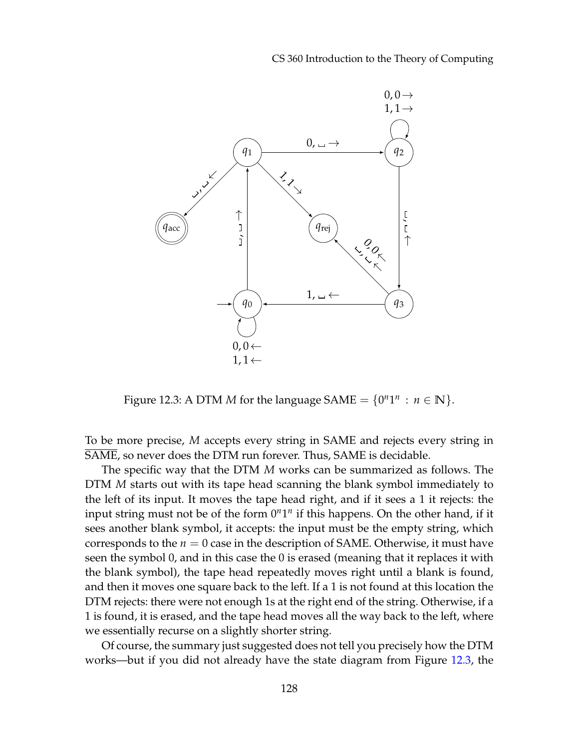Figure 12.3: A DTM $M$ for the language SAME $= \{0^n 1^n : n \in \mathbb{N}\}$.

To be more precise, $M$ accepts every string in SAME and rejects every string in $\overline{\text{SAME}}$, so never does the DTM run forever. Thus, SAME is decidable.

The specific way that the DTM $M$ works can be summarized as follows. The DTM $M$ starts out with its tape head scanning the blank symbol immediately to the left of its input. It moves the tape head right, and if it sees a 1 it rejects: the input string must not be of the form $0^n 1^n$ if this happens. On the other hand, if it sees another blank symbol, it accepts: the input must be the empty string, which corresponds to the $n = 0$ case in the description of SAME. Otherwise, it must have seen the symbol 0, and in this case the 0 is erased (meaning that it replaces it with the blank symbol), the tape head repeatedly moves right until a blank is found, and then it moves one square back to the left. If a 1 is not found at this location the DTM rejects: there were not enough 1s at the right end of the string. Otherwise, if a 1 is found, it is erased, and the tape head moves all the way back to the left, where we essentially recurse on a slightly shorter string.

Of course, the summary just suggested does not tell you precisely how the DTM works—but if you did not already have the state diagram from Figure 12.3, the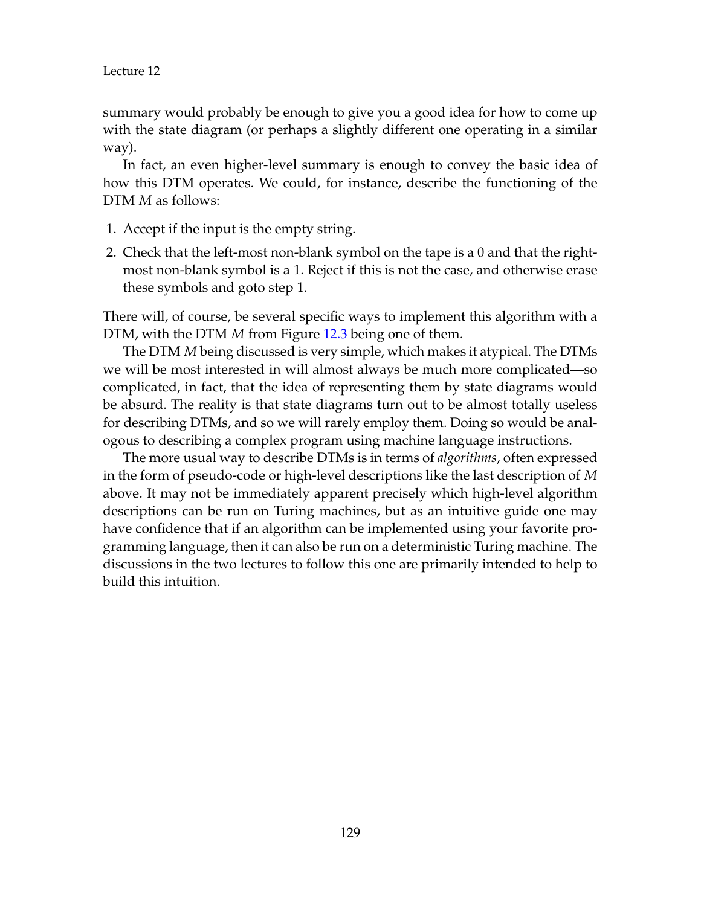summary would probably be enough to give you a good idea for how to come up with the state diagram (or perhaps a slightly different one operating in a similar way).

In fact, an even higher-level summary is enough to convey the basic idea of how this DTM operates. We could, for instance, describe the functioning of the DTM $M$ as follows:

1. Accept if the input is the empty string.
2. Check that the left-most non-blank symbol on the tape is a 0 and that the right-most non-blank symbol is a 1. Reject if this is not the case, and otherwise erase these symbols and goto step 1.

There will, of course, be several specific ways to implement this algorithm with a DTM, with the DTM $M$ from Figure 12.3 being one of them.

The DTM $M$ being discussed is very simple, which makes it atypical. The DTMs we will be most interested in will almost always be much more complicated—so complicated, in fact, that the idea of representing them by state diagrams would be absurd. The reality is that state diagrams turn out to be almost totally useless for describing DTMs, and so we will rarely employ them. Doing so would be analogous to describing a complex program using machine language instructions.

The more usual way to describe DTMs is in terms of *algorithms*, often expressed in the form of pseudo-code or high-level descriptions like the last description of $M$ above. It may not be immediately apparent precisely which high-level algorithm descriptions can be run on Turing machines, but as an intuitive guide one may have confidence that if an algorithm can be implemented using your favorite programming language, then it can also be run on a deterministic Turing machine. The discussions in the two lectures to follow this one are primarily intended to help to build this intuition.